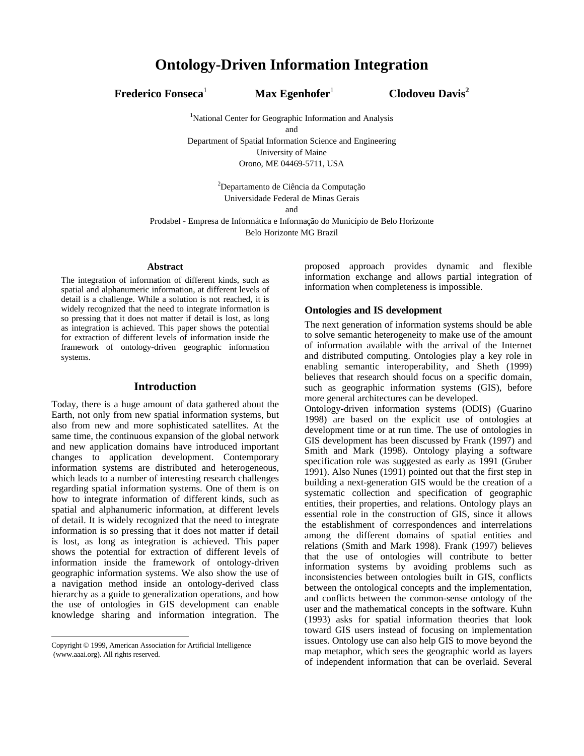# Ontology-Driven Information Integration

**Frederico Fonseca**[1] **Max Egenhofer**[1] **Clodoveu Davis**[2]

[1]National Center for Geographic Information and Analysis
and
Department of Spatial Information Science and Engineering
University of Maine
Orono, ME 04469-5711, USA

[2]Departamento de Ciência da Computação
Universidade Federal de Minas Gerais
and
Prodabel - Empresa de Informática e Informação do Município de Belo Horizonte
Belo Horizonte MG Brazil

### Abstract

The integration of information of different kinds, such as spatial and alphanumeric information, at different levels of detail is a challenge. While a solution is not reached, it is widely recognized that the need to integrate information is so pressing that it does not matter if detail is lost, as long as integration is achieved. This paper shows the potential for extraction of different levels of information inside the framework of ontology-driven geographic information systems.

## Introduction

Today, there is a huge amount of data gathered about the Earth, not only from new spatial information systems, but also from new and more sophisticated satellites. At the same time, the continuous expansion of the global network and new application domains have introduced important changes to application development. Contemporary information systems are distributed and heterogeneous, which leads to a number of interesting research challenges regarding spatial information systems. One of them is on how to integrate information of different kinds, such as spatial and alphanumeric information, at different levels of detail. It is widely recognized that the need to integrate information is so pressing that it does not matter if detail is lost, as long as integration is achieved. This paper shows the potential for extraction of different levels of information inside the framework of ontology-driven geographic information systems. We also show the use of a navigation method inside an ontology-derived class hierarchy as a guide to generalization operations, and how the use of ontologies in GIS development can enable knowledge sharing and information integration. The proposed approach provides dynamic and flexible information exchange and allows partial integration of information when completeness is impossible.

Copyright © 1999, American Association for Artificial Intelligence (www.aaai.org). All rights reserved.

## Ontologies and IS development

The next generation of information systems should be able to solve semantic heterogeneity to make use of the amount of information available with the arrival of the Internet and distributed computing. Ontologies play a key role in enabling semantic interoperability, and Sheth (1999) believes that research should focus on a specific domain, such as geographic information systems (GIS), before more general architectures can be developed.

Ontology-driven information systems (ODIS) (Guarino 1998) are based on the explicit use of ontologies at development time or at run time. The use of ontologies in GIS development has been discussed by Frank (1997) and Smith and Mark (1998). Ontology playing a software specification role was suggested as early as 1991 (Gruber 1991). Also Nunes (1991) pointed out that the first step in building a next-generation GIS would be the creation of a systematic collection and specification of geographic entities, their properties, and relations. Ontology plays an essential role in the construction of GIS, since it allows the establishment of correspondences and interrelations among the different domains of spatial entities and relations (Smith and Mark 1998). Frank (1997) believes that the use of ontologies will contribute to better information systems by avoiding problems such as inconsistencies between ontologies built in GIS, conflicts between the ontological concepts and the implementation, and conflicts between the common-sense ontology of the user and the mathematical concepts in the software. Kuhn (1993) asks for spatial information theories that look toward GIS users instead of focusing on implementation issues. Ontology use can also help GIS to move beyond the map metaphor, which sees the geographic world as layers of independent information that can be overlaid. Several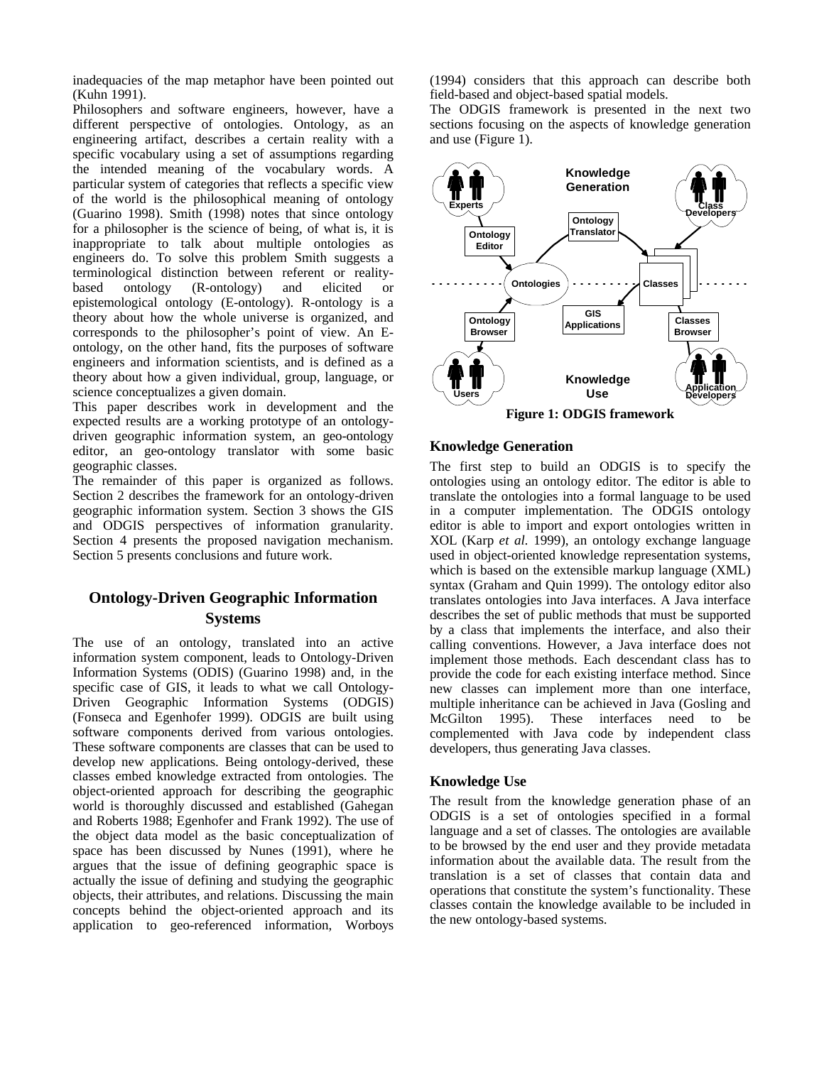inadequacies of the map metaphor have been pointed out (Kuhn 1991).

Philosophers and software engineers, however, have a different perspective of ontologies. Ontology, as an engineering artifact, describes a certain reality with a specific vocabulary using a set of assumptions regarding the intended meaning of the vocabulary words. A particular system of categories that reflects a specific view of the world is the philosophical meaning of ontology (Guarino 1998). Smith (1998) notes that since ontology for a philosopher is the science of being, of what is, it is inappropriate to talk about multiple ontologies as engineers do. To solve this problem Smith suggests a terminological distinction between referent or reality-based ontology (R-ontology) and elicited or epistemological ontology (E-ontology). R-ontology is a theory about how the whole universe is organized, and corresponds to the philosopher's point of view. An E-ontology, on the other hand, fits the purposes of software engineers and information scientists, and is defined as a theory about how a given individual, group, language, or science conceptualizes a given domain.

This paper describes work in development and the expected results are a working prototype of an ontology-driven geographic information system, an geo-ontology editor, an geo-ontology translator with some basic geographic classes.

The remainder of this paper is organized as follows. Section 2 describes the framework for an ontology-driven geographic information system. Section 3 shows the GIS and ODGIS perspectives of information granularity. Section 4 presents the proposed navigation mechanism. Section 5 presents conclusions and future work.

## Ontology-Driven Geographic Information Systems

The use of an ontology, translated into an active information system component, leads to Ontology-Driven Information Systems (ODIS) (Guarino 1998) and, in the specific case of GIS, it leads to what we call Ontology-Driven Geographic Information Systems (ODGIS) (Fonseca and Egenhofer 1999). ODGIS are built using software components derived from various ontologies. These software components are classes that can be used to develop new applications. Being ontology-derived, these classes embed knowledge extracted from ontologies. The object-oriented approach for describing the geographic world is thoroughly discussed and established (Gahegan and Roberts 1988; Egenhofer and Frank 1992). The use of the object data model as the basic conceptualization of space has been discussed by Nunes (1991), where he argues that the issue of defining geographic space is actually the issue of defining and studying the geographic objects, their attributes, and relations. Discussing the main concepts behind the object-oriented approach and its application to geo-referenced information, Worboys (1994) considers that this approach can describe both field-based and object-based spatial models.

The ODGIS framework is presented in the next two sections focusing on the aspects of knowledge generation and use (Figure 1).

**Figure 1: ODGIS framework**

### Knowledge Generation

The first step to build an ODGIS is to specify the ontologies using an ontology editor. The editor is able to translate the ontologies into a formal language to be used in a computer implementation. The ODGIS ontology editor is able to import and export ontologies written in XOL (Karp *et al.* 1999), an ontology exchange language used in object-oriented knowledge representation systems, which is based on the extensible markup language (XML) syntax (Graham and Quin 1999). The ontology editor also translates ontologies into Java interfaces. A Java interface describes the set of public methods that must be supported by a class that implements the interface, and also their calling conventions. However, a Java interface does not implement those methods. Each descendant class has to provide the code for each existing interface method. Since new classes can implement more than one interface, multiple inheritance can be achieved in Java (Gosling and McGilton 1995). These interfaces need to be complemented with Java code by independent class developers, thus generating Java classes.

### Knowledge Use

The result from the knowledge generation phase of an ODGIS is a set of ontologies specified in a formal language and a set of classes. The ontologies are available to be browsed by the end user and they provide metadata information about the available data. The result from the translation is a set of classes that contain data and operations that constitute the system's functionality. These classes contain the knowledge available to be included in the new ontology-based systems.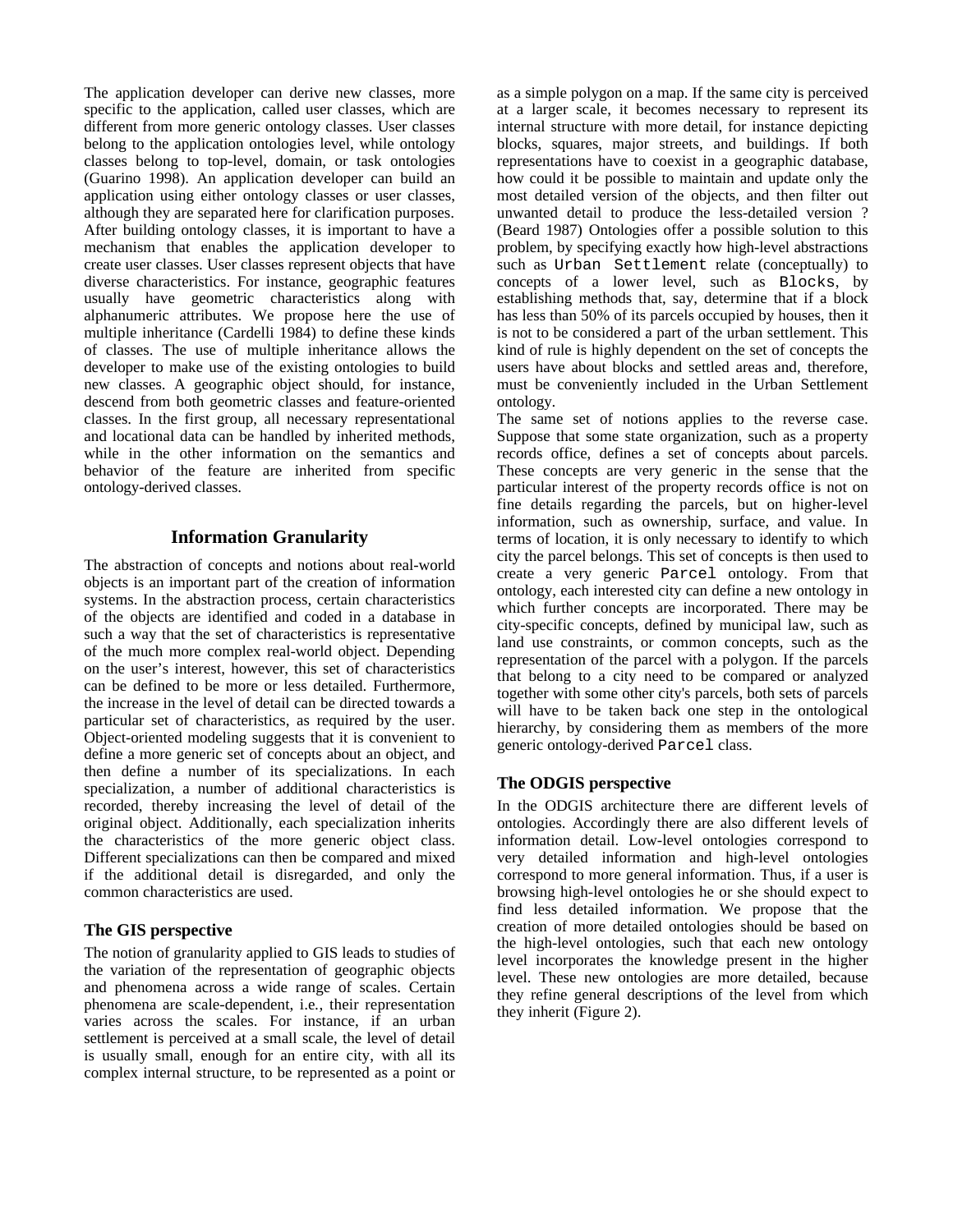The application developer can derive new classes, more specific to the application, called user classes, which are different from more generic ontology classes. User classes belong to the application ontologies level, while ontology classes belong to top-level, domain, or task ontologies (Guarino 1998). An application developer can build an application using either ontology classes or user classes, although they are separated here for clarification purposes. After building ontology classes, it is important to have a mechanism that enables the application developer to create user classes. User classes represent objects that have diverse characteristics. For instance, geographic features usually have geometric characteristics along with alphanumeric attributes. We propose here the use of multiple inheritance (Cardelli 1984) to define these kinds of classes. The use of multiple inheritance allows the developer to make use of the existing ontologies to build new classes. A geographic object should, for instance, descend from both geometric classes and feature-oriented classes. In the first group, all necessary representational and locational data can be handled by inherited methods, while in the other information on the semantics and behavior of the feature are inherited from specific ontology-derived classes.

## Information Granularity

The abstraction of concepts and notions about real-world objects is an important part of the creation of information systems. In the abstraction process, certain characteristics of the objects are identified and coded in a database in such a way that the set of characteristics is representative of the much more complex real-world object. Depending on the user's interest, however, this set of characteristics can be defined to be more or less detailed. Furthermore, the increase in the level of detail can be directed towards a particular set of characteristics, as required by the user. Object-oriented modeling suggests that it is convenient to define a more generic set of concepts about an object, and then define a number of its specializations. In each specialization, a number of additional characteristics is recorded, thereby increasing the level of detail of the original object. Additionally, each specialization inherits the characteristics of the more generic object class. Different specializations can then be compared and mixed if the additional detail is disregarded, and only the common characteristics are used.

### The GIS perspective

The notion of granularity applied to GIS leads to studies of the variation of the representation of geographic objects and phenomena across a wide range of scales. Certain phenomena are scale-dependent, i.e., their representation varies across the scales. For instance, if an urban settlement is perceived at a small scale, the level of detail is usually small, enough for an entire city, with all its complex internal structure, to be represented as a point or as a simple polygon on a map. If the same city is perceived at a larger scale, it becomes necessary to represent its internal structure with more detail, for instance depicting blocks, squares, major streets, and buildings. If both representations have to coexist in a geographic database, how could it be possible to maintain and update only the most detailed version of the objects, and then filter out unwanted detail to produce the less-detailed version ? (Beard 1987) Ontologies offer a possible solution to this problem, by specifying exactly how high-level abstractions such as `Urban Settlement` relate (conceptually) to concepts of a lower level, such as `Blocks`, by establishing methods that, say, determine that if a block has less than 50% of its parcels occupied by houses, then it is not to be considered a part of the urban settlement. This kind of rule is highly dependent on the set of concepts the users have about blocks and settled areas and, therefore, must be conveniently included in the Urban Settlement ontology.

The same set of notions applies to the reverse case. Suppose that some state organization, such as a property records office, defines a set of concepts about parcels. These concepts are very generic in the sense that the particular interest of the property records office is not on fine details regarding the parcels, but on higher-level information, such as ownership, surface, and value. In terms of location, it is only necessary to identify to which city the parcel belongs. This set of concepts is then used to create a very generic `Parcel` ontology. From that ontology, each interested city can define a new ontology in which further concepts are incorporated. There may be city-specific concepts, defined by municipal law, such as land use constraints, or common concepts, such as the representation of the parcel with a polygon. If the parcels that belong to a city need to be compared or analyzed together with some other city's parcels, both sets of parcels will have to be taken back one step in the ontological hierarchy, by considering them as members of the more generic ontology-derived `Parcel` class.

### The ODGIS perspective

In the ODGIS architecture there are different levels of ontologies. Accordingly there are also different levels of information detail. Low-level ontologies correspond to very detailed information and high-level ontologies correspond to more general information. Thus, if a user is browsing high-level ontologies he or she should expect to find less detailed information. We propose that the creation of more detailed ontologies should be based on the high-level ontologies, such that each new ontology level incorporates the knowledge present in the higher level. These new ontologies are more detailed, because they refine general descriptions of the level from which they inherit (Figure 2).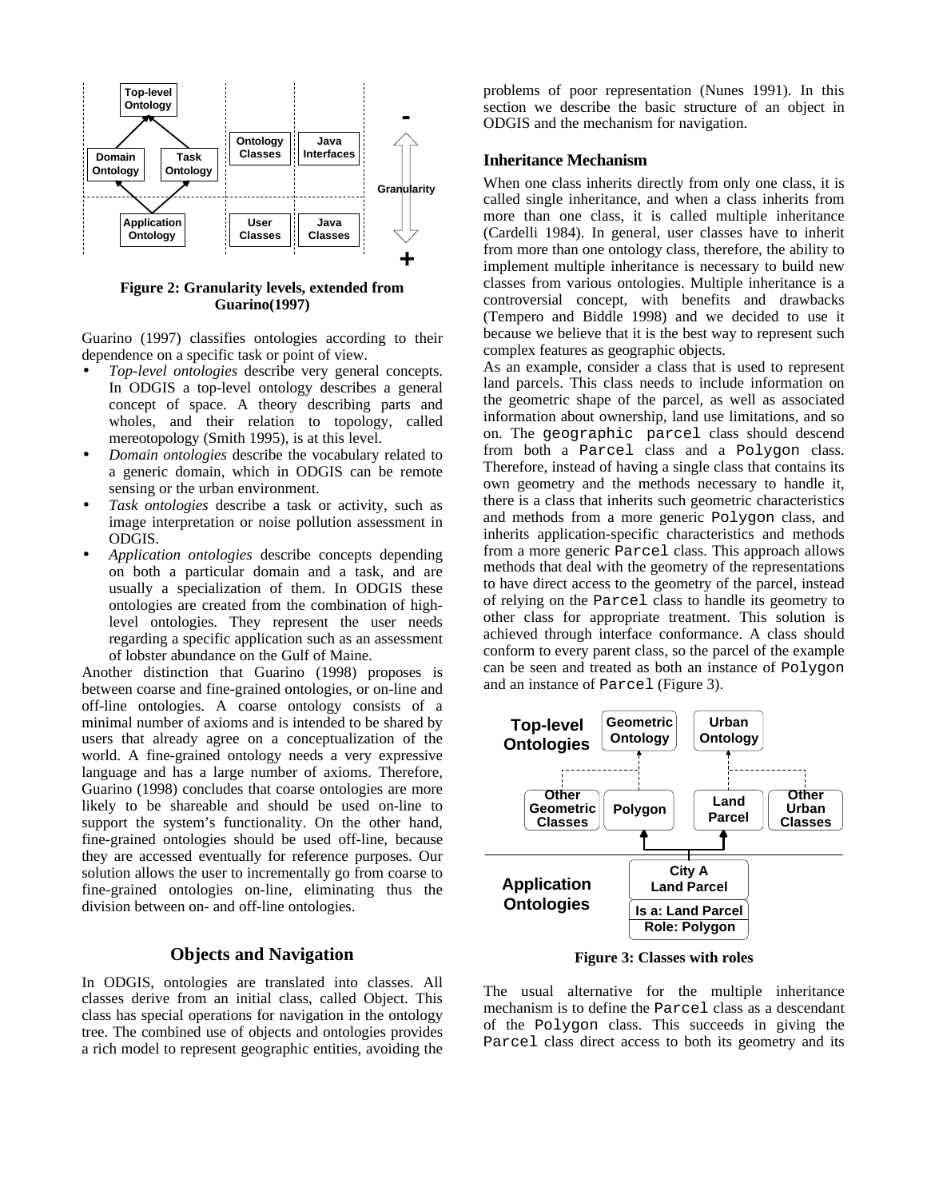Figure 2: Granularity levels, extended from Guarino(1997)

Guarino (1997) classifies ontologies according to their dependence on a specific task or point of view.

- *Top-level ontologies* describe very general concepts. In ODGIS a top-level ontology describes a general concept of space. A theory describing parts and wholes, and their relation to topology, called mereotopology (Smith 1995), is at this level.
- *Domain ontologies* describe the vocabulary related to a generic domain, which in ODGIS can be remote sensing or the urban environment.
- *Task ontologies* describe a task or activity, such as image interpretation or noise pollution assessment in ODGIS.
- *Application ontologies* describe concepts depending on both a particular domain and a task, and are usually a specialization of them. In ODGIS these ontologies are created from the combination of high-level ontologies. They represent the user needs regarding a specific application such as an assessment of lobster abundance on the Gulf of Maine.

Another distinction that Guarino (1998) proposes is between coarse and fine-grained ontologies, or on-line and off-line ontologies. A coarse ontology consists of a minimal number of axioms and is intended to be shared by users that already agree on a conceptualization of the world. A fine-grained ontology needs a very expressive language and has a large number of axioms. Therefore, Guarino (1998) concludes that coarse ontologies are more likely to be shareable and should be used on-line to support the system's functionality. On the other hand, fine-grained ontologies should be used off-line, because they are accessed eventually for reference purposes. Our solution allows the user to incrementally go from coarse to fine-grained ontologies on-line, eliminating thus the division between on- and off-line ontologies.

## Objects and Navigation

In ODGIS, ontologies are translated into classes. All classes derive from an initial class, called Object. This class has special operations for navigation in the ontology tree. The combined use of objects and ontologies provides a rich model to represent geographic entities, avoiding the problems of poor representation (Nunes 1991). In this section we describe the basic structure of an object in ODGIS and the mechanism for navigation.

### Inheritance Mechanism

When one class inherits directly from only one class, it is called single inheritance, and when a class inherits from more than one class, it is called multiple inheritance (Cardelli 1984). In general, user classes have to inherit from more than one ontology class, therefore, the ability to implement multiple inheritance is necessary to build new classes from various ontologies. Multiple inheritance is a controversial concept, with benefits and drawbacks (Tempero and Biddle 1998) and we decided to use it because we believe that it is the best way to represent such complex features as geographic objects.

As an example, consider a class that is used to represent land parcels. This class needs to include information on the geometric shape of the parcel, as well as associated information about ownership, land use limitations, and so on. The `geographic parcel` class should descend from both a `Parcel` class and a `Polygon` class. Therefore, instead of having a single class that contains its own geometry and the methods necessary to handle it, there is a class that inherits such geometric characteristics and methods from a more generic `Polygon` class, and inherits application-specific characteristics and methods from a more generic `Parcel` class. This approach allows methods that deal with the geometry of the representations to have direct access to the geometry of the parcel, instead of relying on the `Parcel` class to handle its geometry to other class for appropriate treatment. This solution is achieved through interface conformance. A class should conform to every parent class, so the parcel of the example can be seen and treated as both an instance of `Polygon` and an instance of `Parcel` (Figure 3).

Figure 3: Classes with roles

The usual alternative for the multiple inheritance mechanism is to define the `Parcel` class as a descendant of the `Polygon` class. This succeeds in giving the `Parcel` class direct access to both its geometry and its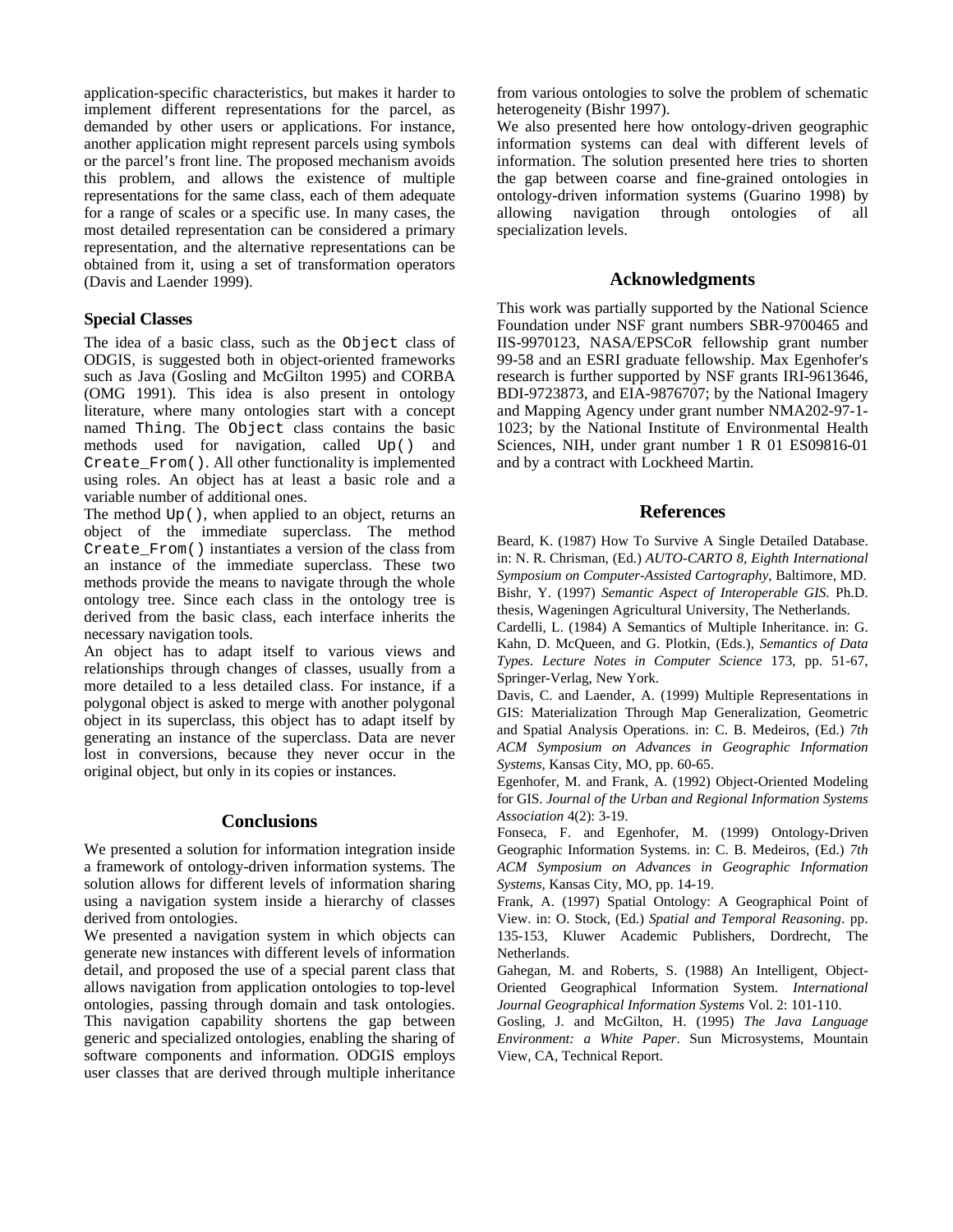application-specific characteristics, but makes it harder to implement different representations for the parcel, as demanded by other users or applications. For instance, another application might represent parcels using symbols or the parcel's front line. The proposed mechanism avoids this problem, and allows the existence of multiple representations for the same class, each of them adequate for a range of scales or a specific use. In many cases, the most detailed representation can be considered a primary representation, and the alternative representations can be obtained from it, using a set of transformation operators (Davis and Laender 1999).

### Special Classes

The idea of a basic class, such as the `Object` class of ODGIS, is suggested both in object-oriented frameworks such as Java (Gosling and McGilton 1995) and CORBA (OMG 1991). This idea is also present in ontology literature, where many ontologies start with a concept named `Thing`. The `Object` class contains the basic methods used for navigation, called `Up()` and `Create_From()`. All other functionality is implemented using roles. An object has at least a basic role and a variable number of additional ones.

The method `Up()`, when applied to an object, returns an object of the immediate superclass. The method `Create_From()` instantiates a version of the class from an instance of the immediate superclass. These two methods provide the means to navigate through the whole ontology tree. Since each class in the ontology tree is derived from the basic class, each interface inherits the necessary navigation tools.

An object has to adapt itself to various views and relationships through changes of classes, usually from a more detailed to a less detailed class. For instance, if a polygonal object is asked to merge with another polygonal object in its superclass, this object has to adapt itself by generating an instance of the superclass. Data are never lost in conversions, because they never occur in the original object, but only in its copies or instances.

## Conclusions

We presented a solution for information integration inside a framework of ontology-driven information systems. The solution allows for different levels of information sharing using a navigation system inside a hierarchy of classes derived from ontologies.

We presented a navigation system in which objects can generate new instances with different levels of information detail, and proposed the use of a special parent class that allows navigation from application ontologies to top-level ontologies, passing through domain and task ontologies. This navigation capability shortens the gap between generic and specialized ontologies, enabling the sharing of software components and information. ODGIS employs user classes that are derived through multiple inheritance from various ontologies to solve the problem of schematic heterogeneity (Bishr 1997).

We also presented here how ontology-driven geographic information systems can deal with different levels of information. The solution presented here tries to shorten the gap between coarse and fine-grained ontologies in ontology-driven information systems (Guarino 1998) by allowing navigation through ontologies of all specialization levels.

## Acknowledgments

This work was partially supported by the National Science Foundation under NSF grant numbers SBR-9700465 and IIS-9970123, NASA/EPSCoR fellowship grant number 99-58 and an ESRI graduate fellowship. Max Egenhofer's research is further supported by NSF grants IRI-9613646, BDI-9723873, and EIA-9876707; by the National Imagery and Mapping Agency under grant number NMA202-97-1-1023; by the National Institute of Environmental Health Sciences, NIH, under grant number 1 R 01 ES09816-01 and by a contract with Lockheed Martin.

## References

Beard, K. (1987) How To Survive A Single Detailed Database. in: N. R. Chrisman, (Ed.) *AUTO-CARTO 8, Eighth International Symposium on Computer-Assisted Cartography*, Baltimore, MD.

Bishr, Y. (1997) *Semantic Aspect of Interoperable GIS*. Ph.D. thesis, Wageningen Agricultural University, The Netherlands.

Cardelli, L. (1984) A Semantics of Multiple Inheritance. in: G. Kahn, D. McQueen, and G. Plotkin, (Eds.), *Semantics of Data Types*. *Lecture Notes in Computer Science* 173, pp. 51-67, Springer-Verlag, New York.

Davis, C. and Laender, A. (1999) Multiple Representations in GIS: Materialization Through Map Generalization, Geometric and Spatial Analysis Operations. in: C. B. Medeiros, (Ed.) *7th ACM Symposium on Advances in Geographic Information Systems*, Kansas City, MO, pp. 60-65.

Egenhofer, M. and Frank, A. (1992) Object-Oriented Modeling for GIS. *Journal of the Urban and Regional Information Systems Association* 4(2): 3-19.

Fonseca, F. and Egenhofer, M. (1999) Ontology-Driven Geographic Information Systems. in: C. B. Medeiros, (Ed.) *7th ACM Symposium on Advances in Geographic Information Systems*, Kansas City, MO, pp. 14-19.

Frank, A. (1997) Spatial Ontology: A Geographical Point of View. in: O. Stock, (Ed.) *Spatial and Temporal Reasoning*. pp. 135-153, Kluwer Academic Publishers, Dordrecht, The Netherlands.

Gahegan, M. and Roberts, S. (1988) An Intelligent, Object-Oriented Geographical Information System. *International Journal Geographical Information Systems* Vol. 2: 101-110.

Gosling, J. and McGilton, H. (1995) *The Java Language Environment: a White Paper*. Sun Microsystems, Mountain View, CA, Technical Report.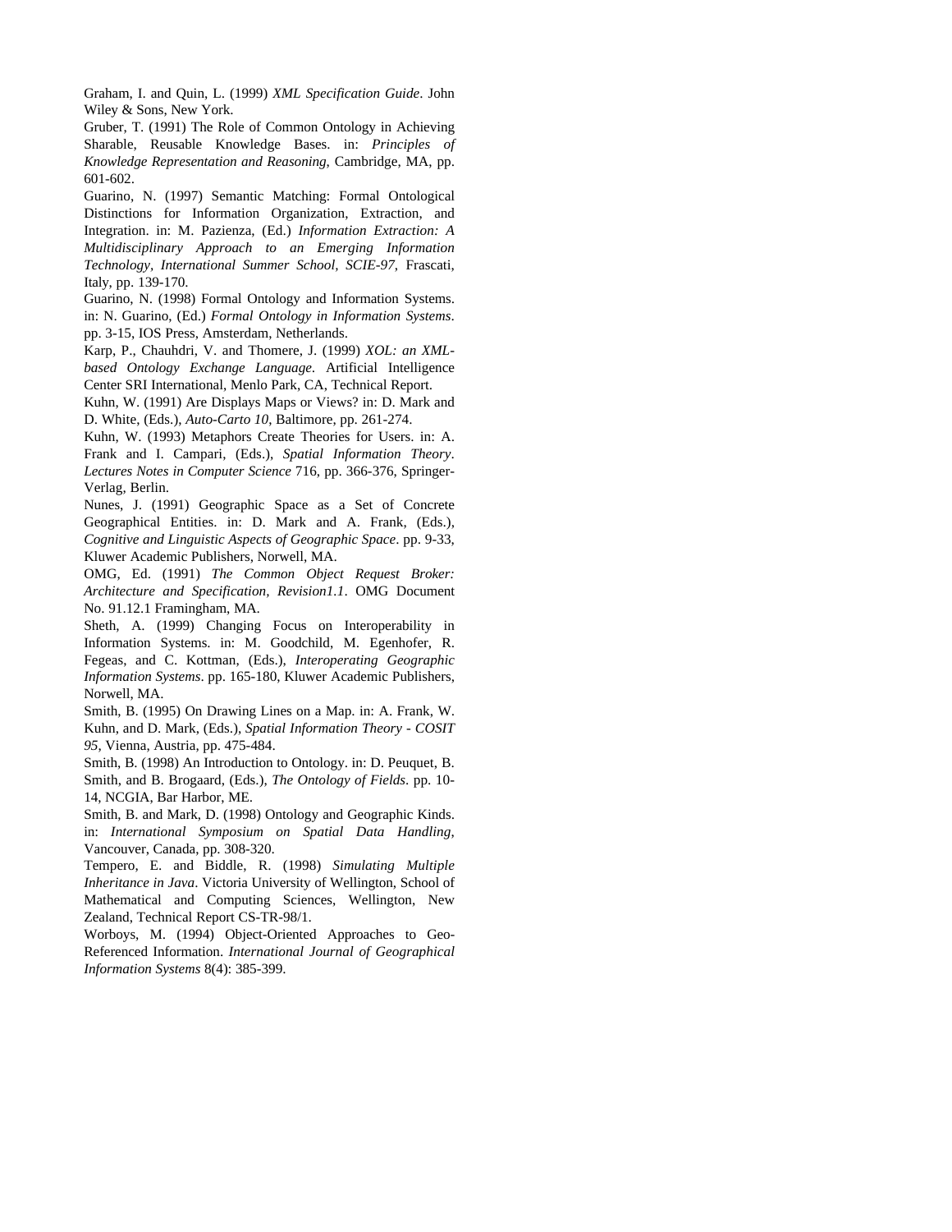Graham, I. and Quin, L. (1999) *XML Specification Guide*. John Wiley & Sons, New York.

Gruber, T. (1991) The Role of Common Ontology in Achieving Sharable, Reusable Knowledge Bases. in: *Principles of Knowledge Representation and Reasoning*, Cambridge, MA, pp. 601-602.

Guarino, N. (1997) Semantic Matching: Formal Ontological Distinctions for Information Organization, Extraction, and Integration. in: M. Pazienza, (Ed.) *Information Extraction: A Multidisciplinary Approach to an Emerging Information Technology, International Summer School, SCIE-97*, Frascati, Italy, pp. 139-170.

Guarino, N. (1998) Formal Ontology and Information Systems. in: N. Guarino, (Ed.) *Formal Ontology in Information Systems*. pp. 3-15, IOS Press, Amsterdam, Netherlands.

Karp, P., Chauhdri, V. and Thomere, J. (1999) *XOL: an XML-based Ontology Exchange Language*. Artificial Intelligence Center SRI International, Menlo Park, CA, Technical Report.

Kuhn, W. (1991) Are Displays Maps or Views? in: D. Mark and D. White, (Eds.), *Auto-Carto 10*, Baltimore, pp. 261-274.

Kuhn, W. (1993) Metaphors Create Theories for Users. in: A. Frank and I. Campari, (Eds.), *Spatial Information Theory*. *Lectures Notes in Computer Science* 716, pp. 366-376, Springer-Verlag, Berlin.

Nunes, J. (1991) Geographic Space as a Set of Concrete Geographical Entities. in: D. Mark and A. Frank, (Eds.), *Cognitive and Linguistic Aspects of Geographic Space*. pp. 9-33, Kluwer Academic Publishers, Norwell, MA.

OMG, Ed. (1991) *The Common Object Request Broker: Architecture and Specification, Revision1.1*. OMG Document No. 91.12.1 Framingham, MA.

Sheth, A. (1999) Changing Focus on Interoperability in Information Systems. in: M. Goodchild, M. Egenhofer, R. Fegeas, and C. Kottman, (Eds.), *Interoperating Geographic Information Systems*. pp. 165-180, Kluwer Academic Publishers, Norwell, MA.

Smith, B. (1995) On Drawing Lines on a Map. in: A. Frank, W. Kuhn, and D. Mark, (Eds.), *Spatial Information Theory - COSIT 95*, Vienna, Austria, pp. 475-484.

Smith, B. (1998) An Introduction to Ontology. in: D. Peuquet, B. Smith, and B. Brogaard, (Eds.), *The Ontology of Fields*. pp. 10-14, NCGIA, Bar Harbor, ME.

Smith, B. and Mark, D. (1998) Ontology and Geographic Kinds. in: *International Symposium on Spatial Data Handling*, Vancouver, Canada, pp. 308-320.

Tempero, E. and Biddle, R. (1998) *Simulating Multiple Inheritance in Java*. Victoria University of Wellington, School of Mathematical and Computing Sciences, Wellington, New Zealand, Technical Report CS-TR-98/1.

Worboys, M. (1994) Object-Oriented Approaches to Geo-Referenced Information. *International Journal of Geographical Information Systems* 8(4): 385-399.